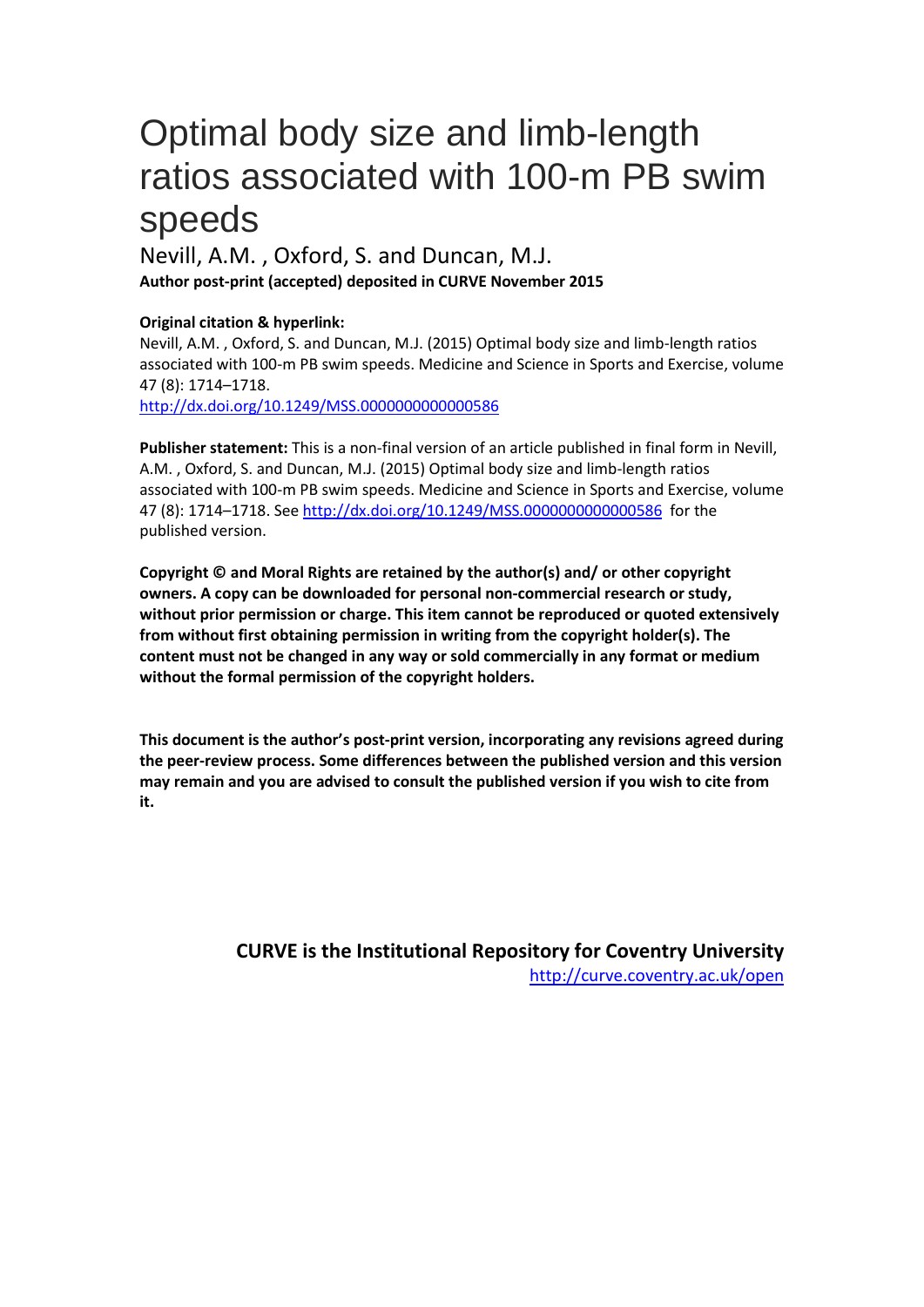# Optimal body size and limb-length ratios associated with 100-m PB swim speeds

Nevill, A.M. , Oxford, S. and Duncan, M.J.

**Author post-print (accepted) deposited in CURVE November 2015**

**Original citation & hyperlink:**

Nevill, A.M. , Oxford, S. and Duncan, M.J. (2015) Optimal body size and limb-length ratios associated with 100-m PB swim speeds. Medicine and Science in Sports and Exercise, volume 47 (8): 1714–1718.

http://dx.doi.org/10.1249/MSS.0000000000000586

**Publisher statement:** This is a non-final version of an article published in final form in Nevill, A.M. , Oxford, S. and Duncan, M.J. (2015) Optimal body size and limb-length ratios associated with 100-m PB swim speeds. Medicine and Science in Sports and Exercise, volume 47 (8): 1714–1718. See http://dx.doi.org/10.1249/MSS.0000000000000586 for the published version.

**Copyright © and Moral Rights are retained by the author(s) and/ or other copyright owners. A copy can be downloaded for personal non-commercial research or study, without prior permission or charge. This item cannot be reproduced or quoted extensively from without first obtaining permission in writing from the copyright holder(s). The content must not be changed in any way or sold commercially in any format or medium without the formal permission of the copyright holders.**

**This document is the author's post-print version, incorporating any revisions agreed during the peer-review process. Some differences between the published version and this version may remain and you are advised to consult the published version if you wish to cite from it.**

**CURVE is the Institutional Repository for Coventry University**

http://curve.coventry.ac.uk/open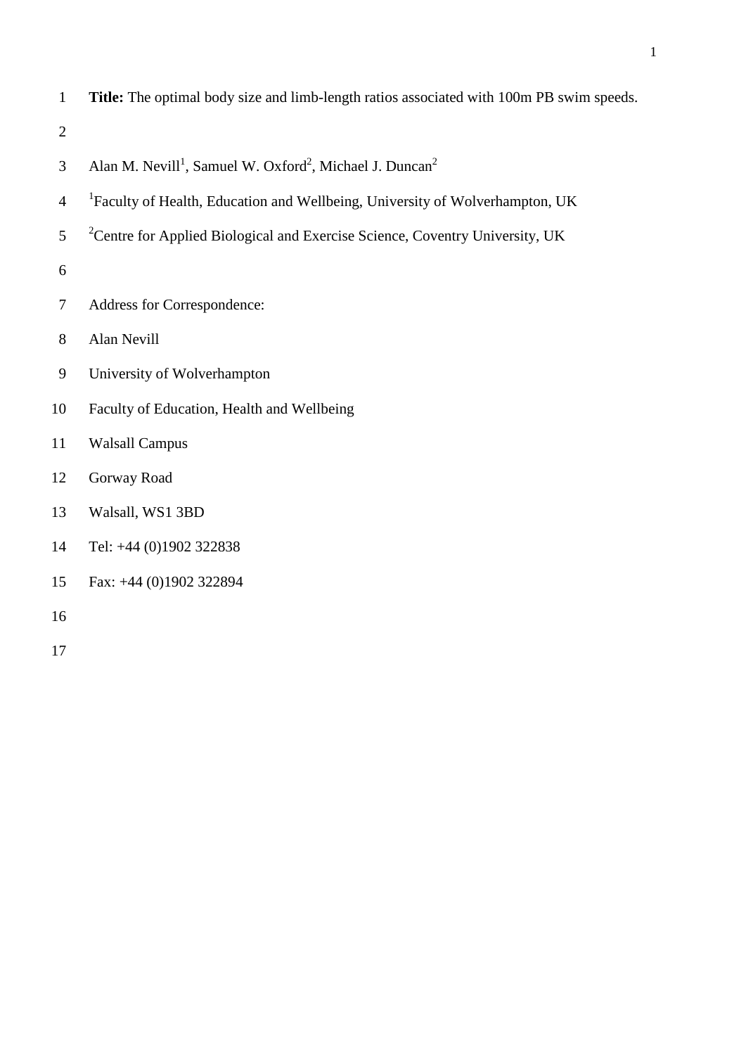**Title:** The optimal body size and limb-length ratios associated with 100m PB swim speeds.

Alan M. Nevill[1], Samuel W. Oxford[2], Michael J. Duncan[2]

[1]Faculty of Health, Education and Wellbeing, University of Wolverhampton, UK

[2]Centre for Applied Biological and Exercise Science, Coventry University, UK

Address for Correspondence:

Alan Nevill

University of Wolverhampton

Faculty of Education, Health and Wellbeing

Walsall Campus

Gorway Road

Walsall, WS1 3BD

Tel: +44 (0)1902 322838

Fax: +44 (0)1902 322894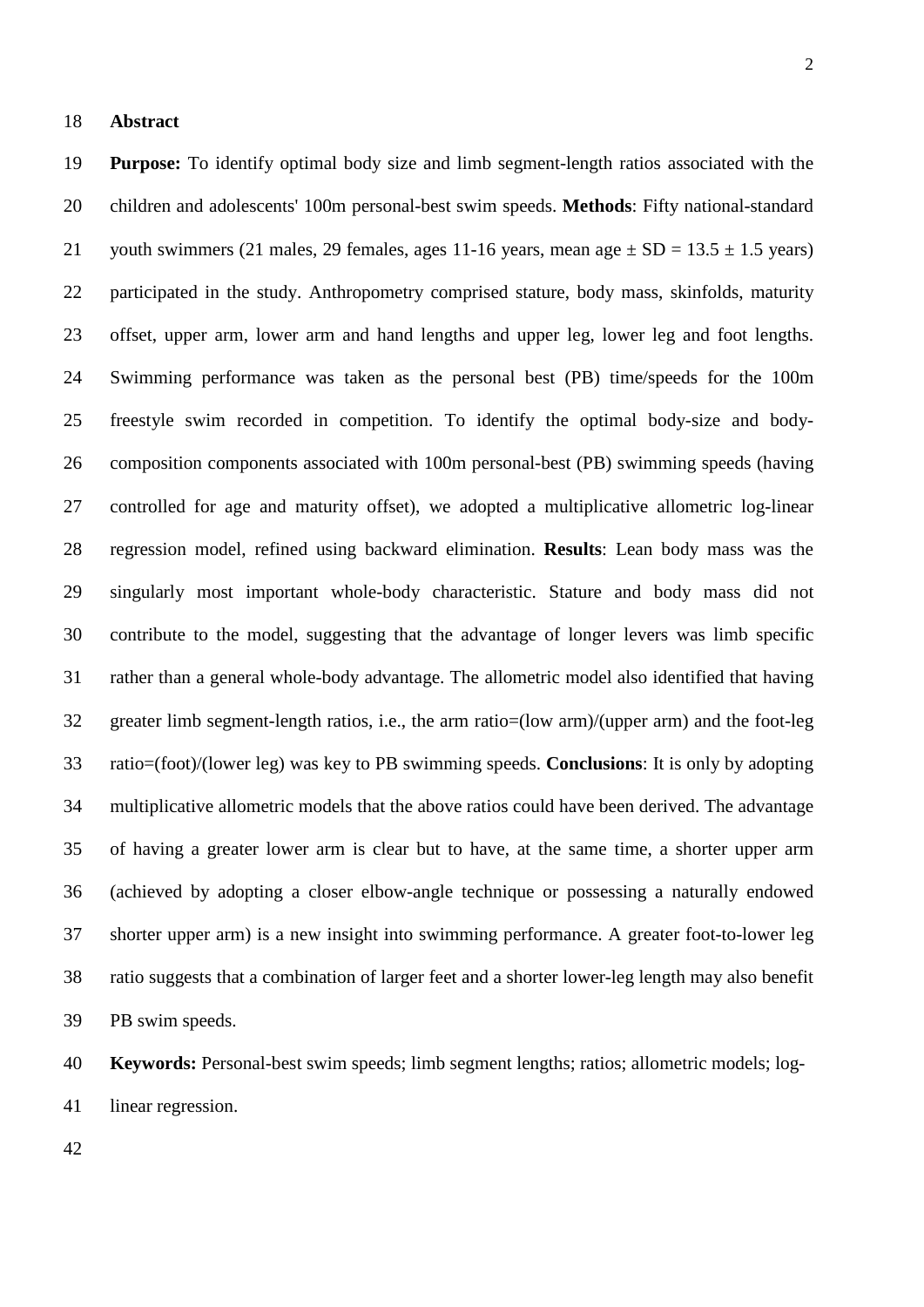## Abstract

**Purpose:** To identify optimal body size and limb segment-length ratios associated with the children and adolescents' 100m personal-best swim speeds. **Methods**: Fifty national-standard youth swimmers (21 males, 29 females, ages 11-16 years, mean age ± SD = 13.5 ± 1.5 years) participated in the study. Anthropometry comprised stature, body mass, skinfolds, maturity offset, upper arm, lower arm and hand lengths and upper leg, lower leg and foot lengths. Swimming performance was taken as the personal best (PB) time/speeds for the 100m freestyle swim recorded in competition. To identify the optimal body-size and body-composition components associated with 100m personal-best (PB) swimming speeds (having controlled for age and maturity offset), we adopted a multiplicative allometric log-linear regression model, refined using backward elimination. **Results**: Lean body mass was the singularly most important whole-body characteristic. Stature and body mass did not contribute to the model, suggesting that the advantage of longer levers was limb specific rather than a general whole-body advantage. The allometric model also identified that having greater limb segment-length ratios, i.e., the arm ratio=(low arm)/(upper arm) and the foot-leg ratio=(foot)/(lower leg) was key to PB swimming speeds. **Conclusions**: It is only by adopting multiplicative allometric models that the above ratios could have been derived. The advantage of having a greater lower arm is clear but to have, at the same time, a shorter upper arm (achieved by adopting a closer elbow-angle technique or possessing a naturally endowed shorter upper arm) is a new insight into swimming performance. A greater foot-to-lower leg ratio suggests that a combination of larger feet and a shorter lower-leg length may also benefit PB swim speeds.

**Keywords:** Personal-best swim speeds; limb segment lengths; ratios; allometric models; log-linear regression.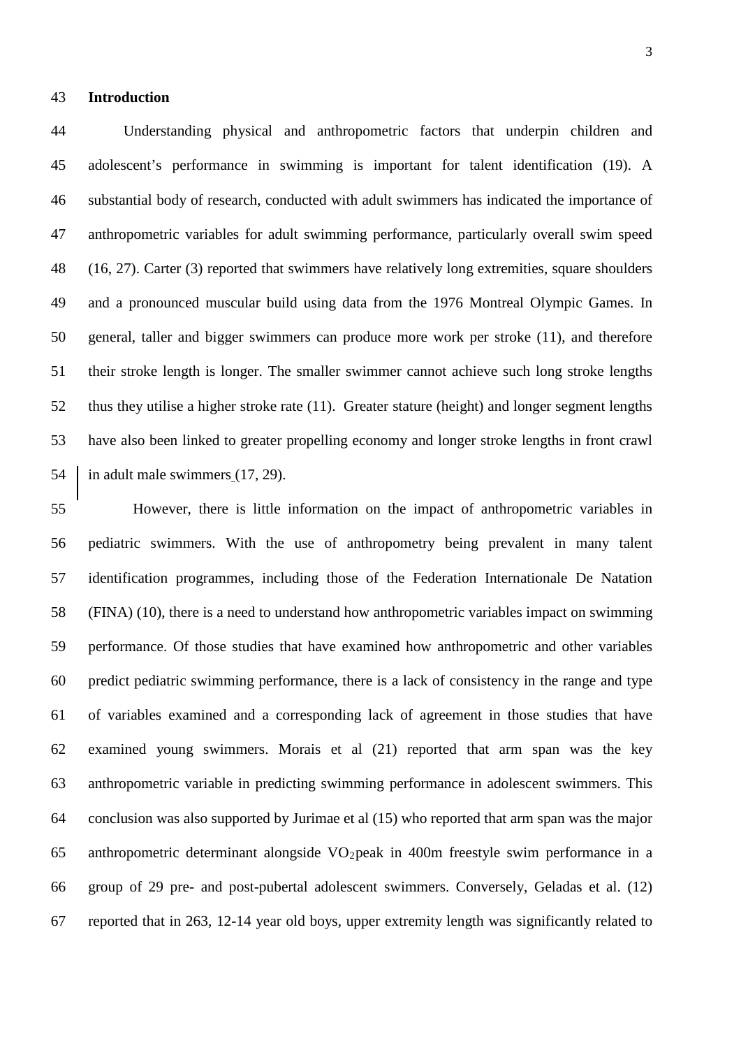## Introduction

Understanding physical and anthropometric factors that underpin children and adolescent's performance in swimming is important for talent identification (19). A substantial body of research, conducted with adult swimmers has indicated the importance of anthropometric variables for adult swimming performance, particularly overall swim speed (16, 27). Carter (3) reported that swimmers have relatively long extremities, square shoulders and a pronounced muscular build using data from the 1976 Montreal Olympic Games. In general, taller and bigger swimmers can produce more work per stroke (11), and therefore their stroke length is longer. The smaller swimmer cannot achieve such long stroke lengths thus they utilise a higher stroke rate (11). Greater stature (height) and longer segment lengths have also been linked to greater propelling economy and longer stroke lengths in front crawl in adult male swimmers (17, 29).

However, there is little information on the impact of anthropometric variables in pediatric swimmers. With the use of anthropometry being prevalent in many talent identification programmes, including those of the Federation Internationale De Natation (FINA) (10), there is a need to understand how anthropometric variables impact on swimming performance. Of those studies that have examined how anthropometric and other variables predict pediatric swimming performance, there is a lack of consistency in the range and type of variables examined and a corresponding lack of agreement in those studies that have examined young swimmers. Morais et al (21) reported that arm span was the key anthropometric variable in predicting swimming performance in adolescent swimmers. This conclusion was also supported by Jurimae et al (15) who reported that arm span was the major anthropometric determinant alongside $VO_2$peak in 400m freestyle swim performance in a group of 29 pre- and post-pubertal adolescent swimmers. Conversely, Geladas et al. (12) reported that in 263, 12-14 year old boys, upper extremity length was significantly related to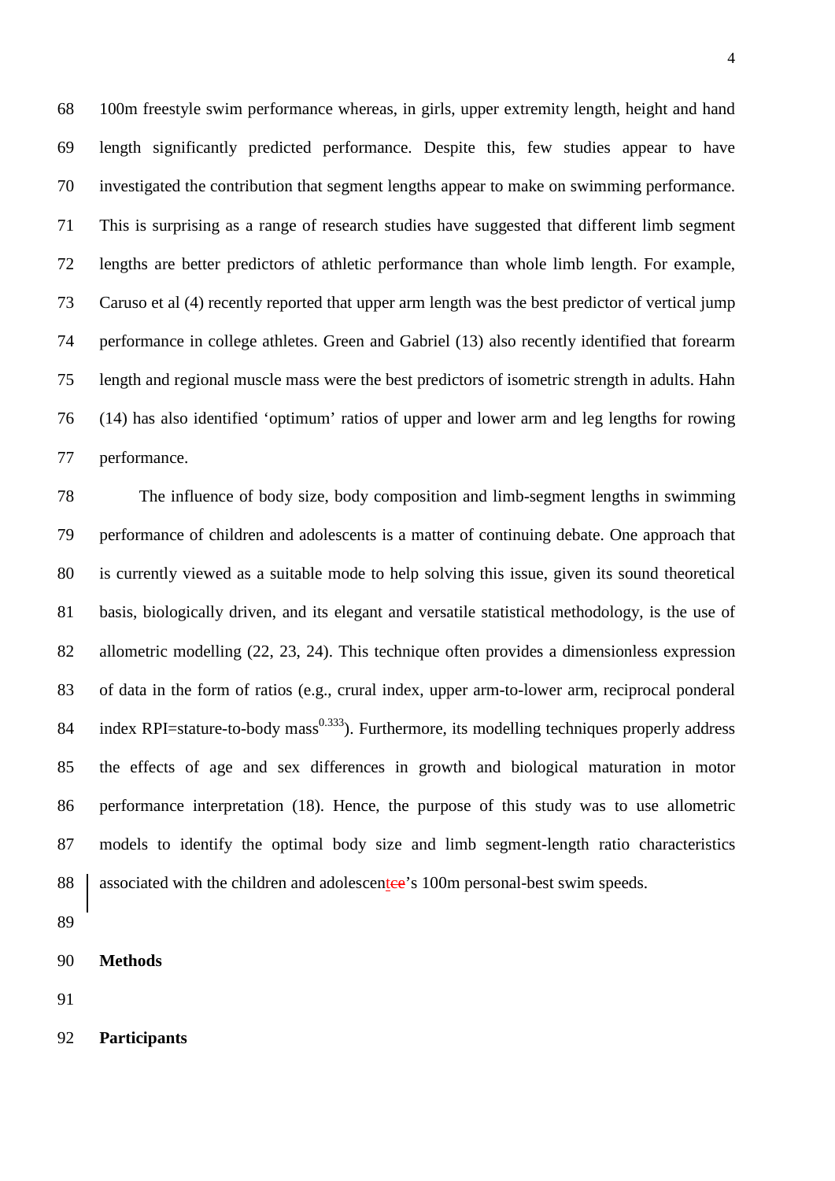100m freestyle swim performance whereas, in girls, upper extremity length, height and hand length significantly predicted performance. Despite this, few studies appear to have investigated the contribution that segment lengths appear to make on swimming performance. This is surprising as a range of research studies have suggested that different limb segment lengths are better predictors of athletic performance than whole limb length. For example, Caruso et al (4) recently reported that upper arm length was the best predictor of vertical jump performance in college athletes. Green and Gabriel (13) also recently identified that forearm length and regional muscle mass were the best predictors of isometric strength in adults. Hahn (14) has also identified 'optimum' ratios of upper and lower arm and leg lengths for rowing performance.

The influence of body size, body composition and limb-segment lengths in swimming performance of children and adolescents is a matter of continuing debate. One approach that is currently viewed as a suitable mode to help solving this issue, given its sound theoretical basis, biologically driven, and its elegant and versatile statistical methodology, is the use of allometric modelling (22, 23, 24). This technique often provides a dimensionless expression of data in the form of ratios (e.g., crural index, upper arm-to-lower arm, reciprocal ponderal index RPI=stature-to-body mass$^{0.333}$). Furthermore, its modelling techniques properly address the effects of age and sex differences in growth and biological maturation in motor performance interpretation (18). Hence, the purpose of this study was to use allometric models to identify the optimal body size and limb segment-length ratio characteristics associated with the children and adolescent's 100m personal-best swim speeds.

## Methods

### Participants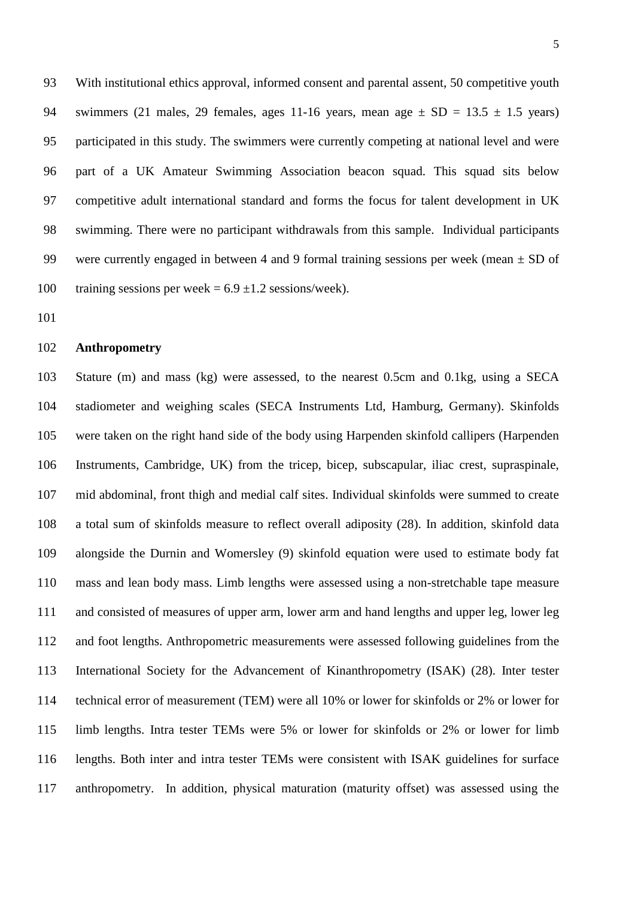With institutional ethics approval, informed consent and parental assent, 50 competitive youth swimmers (21 males, 29 females, ages 11-16 years, mean age ± SD = 13.5 ± 1.5 years) participated in this study. The swimmers were currently competing at national level and were part of a UK Amateur Swimming Association beacon squad. This squad sits below competitive adult international standard and forms the focus for talent development in UK swimming. There were no participant withdrawals from this sample. Individual participants were currently engaged in between 4 and 9 formal training sessions per week (mean ± SD of training sessions per week = 6.9 ±1.2 sessions/week).

**Anthropometry**

Stature (m) and mass (kg) were assessed, to the nearest 0.5cm and 0.1kg, using a SECA stadiometer and weighing scales (SECA Instruments Ltd, Hamburg, Germany). Skinfolds were taken on the right hand side of the body using Harpenden skinfold callipers (Harpenden Instruments, Cambridge, UK) from the tricep, bicep, subscapular, iliac crest, supraspinale, mid abdominal, front thigh and medial calf sites. Individual skinfolds were summed to create a total sum of skinfolds measure to reflect overall adiposity (28). In addition, skinfold data alongside the Durnin and Womersley (9) skinfold equation were used to estimate body fat mass and lean body mass. Limb lengths were assessed using a non-stretchable tape measure and consisted of measures of upper arm, lower arm and hand lengths and upper leg, lower leg and foot lengths. Anthropometric measurements were assessed following guidelines from the International Society for the Advancement of Kinanthropometry (ISAK) (28). Inter tester technical error of measurement (TEM) were all 10% or lower for skinfolds or 2% or lower for limb lengths. Intra tester TEMs were 5% or lower for skinfolds or 2% or lower for limb lengths. Both inter and intra tester TEMs were consistent with ISAK guidelines for surface anthropometry. In addition, physical maturation (maturity offset) was assessed using the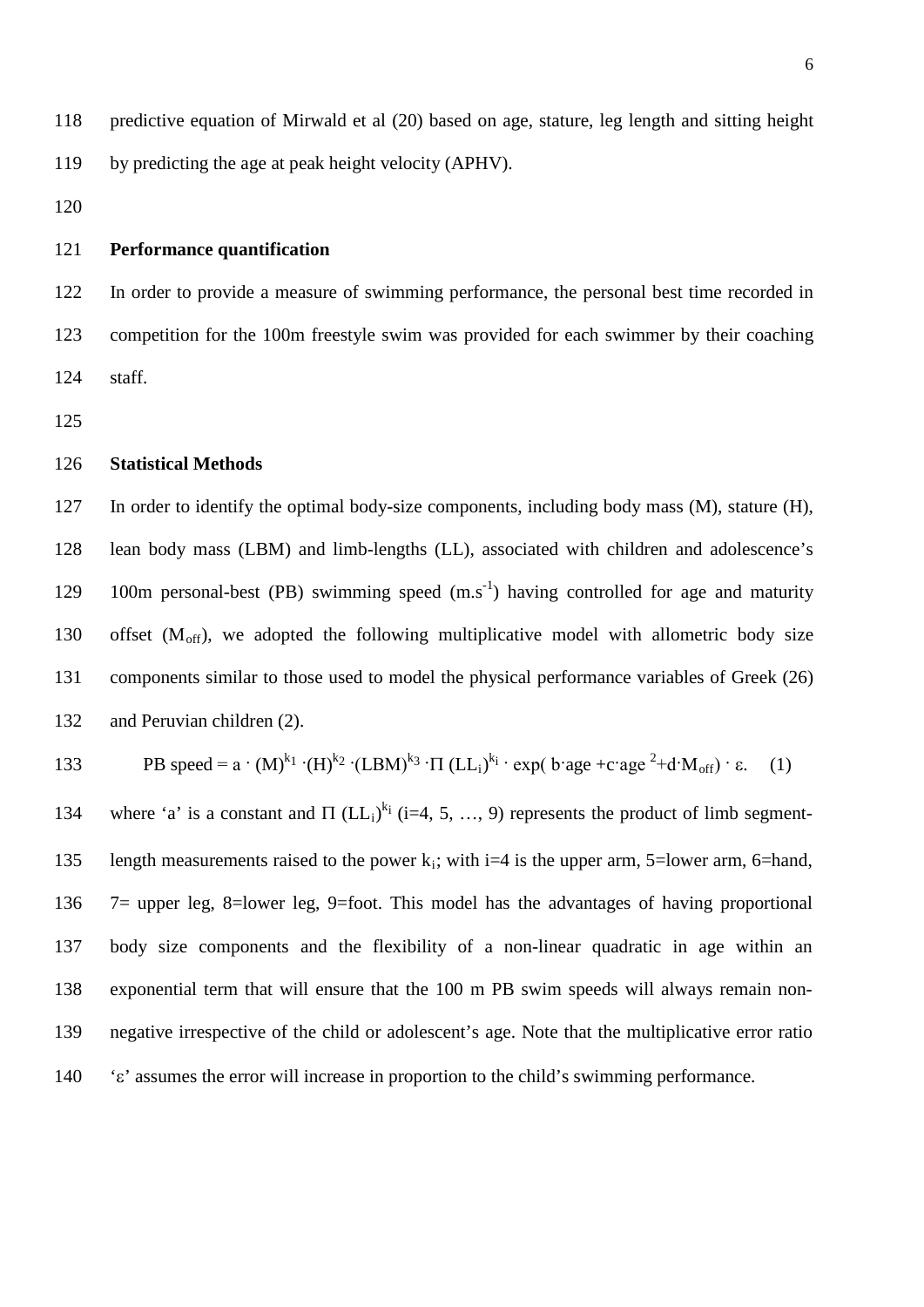predictive equation of Mirwald et al (20) based on age, stature, leg length and sitting height by predicting the age at peak height velocity (APHV).

### Performance quantification

In order to provide a measure of swimming performance, the personal best time recorded in competition for the 100m freestyle swim was provided for each swimmer by their coaching staff.

### Statistical Methods

In order to identify the optimal body-size components, including body mass (M), stature (H), lean body mass (LBM) and limb-lengths (LL), associated with children and adolescence's 100m personal-best (PB) swimming speed ($m.s^{-1}$) having controlled for age and maturity offset ($M_{off}$), we adopted the following multiplicative model with allometric body size components similar to those used to model the physical performance variables of Greek (26) and Peruvian children (2).

$$\text{PB speed} = a \cdot (M)^{k_1} \cdot (H)^{k_2} \cdot (LBM)^{k_3} \cdot \Pi\, (LL_i)^{k_i} \cdot \exp(\, b \cdot age + c \cdot age^{\,2} + d \cdot M_{off}) \cdot \varepsilon. \quad (1)$$

where 'a' is a constant and $\Pi\,(LL_i)^{k_i}$ (i=4, 5, …, 9) represents the product of limb segment-length measurements raised to the power $k_i$; with i=4 is the upper arm, 5=lower arm, 6=hand, 7= upper leg, 8=lower leg, 9=foot. This model has the advantages of having proportional body size components and the flexibility of a non-linear quadratic in age within an exponential term that will ensure that the 100 m PB swim speeds will always remain non-negative irrespective of the child or adolescent's age. Note that the multiplicative error ratio '$\varepsilon$' assumes the error will increase in proportion to the child's swimming performance.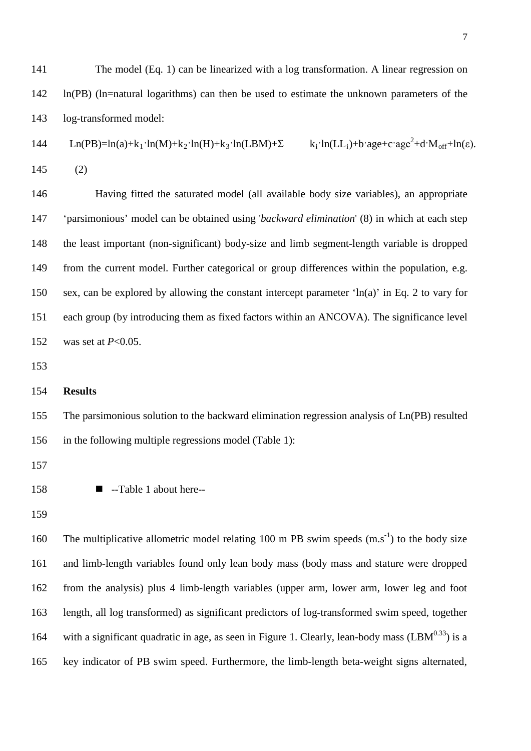The model (Eq. 1) can be linearized with a log transformation. A linear regression on ln(PB) (ln=natural logarithms) can then be used to estimate the unknown parameters of the log-transformed model:

$$\text{Ln(PB)}=\ln(a)+k_1\cdot\ln(M)+k_2\cdot\ln(H)+k_3\cdot\ln(LBM)+\Sigma \quad k_i\cdot\ln(LL_i)+b\cdot age+c\cdot age^2+d\cdot M_{off}+\ln(\varepsilon). \quad (2)$$

Having fitted the saturated model (all available body size variables), an appropriate 'parsimonious' model can be obtained using '*backward elimination*' (8) in which at each step the least important (non-significant) body-size and limb segment-length variable is dropped from the current model. Further categorical or group differences within the population, e.g. sex, can be explored by allowing the constant intercept parameter 'ln(a)' in Eq. 2 to vary for each group (by introducing them as fixed factors within an ANCOVA). The significance level was set at *P*<0.05.

**Results**

The parsimonious solution to the backward elimination regression analysis of Ln(PB) resulted in the following multiple regressions model (Table 1):

- --Table 1 about here--

The multiplicative allometric model relating 100 m PB swim speeds ($m.s^{-1}$) to the body size and limb-length variables found only lean body mass (body mass and stature were dropped from the analysis) plus 4 limb-length variables (upper arm, lower arm, lower leg and foot length, all log transformed) as significant predictors of log-transformed swim speed, together with a significant quadratic in age, as seen in Figure 1. Clearly, lean-body mass ($LBM^{0.33}$) is a key indicator of PB swim speed. Furthermore, the limb-length beta-weight signs alternated,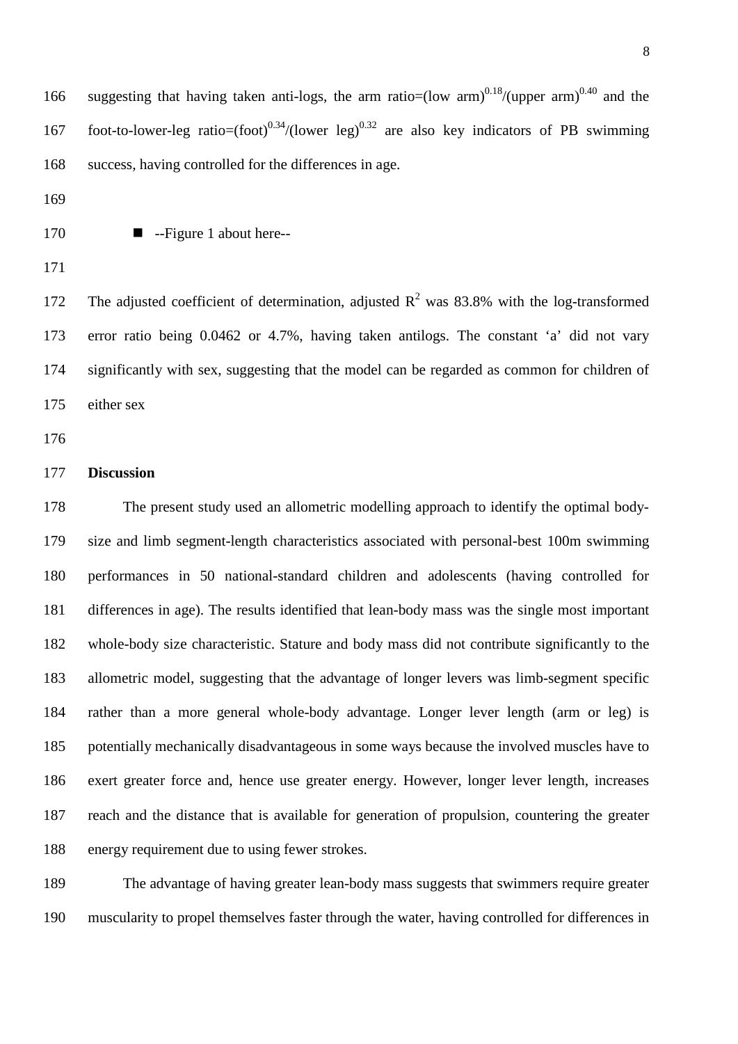suggesting that having taken anti-logs, the arm ratio=(low arm)$^{0.18}$/(upper arm)$^{0.40}$ and the foot-to-lower-leg ratio=(foot)$^{0.34}$/(lower leg)$^{0.32}$ are also key indicators of PB swimming success, having controlled for the differences in age.

■ --Figure 1 about here--

The adjusted coefficient of determination, adjusted $R^2$ was 83.8% with the log-transformed error ratio being 0.0462 or 4.7%, having taken antilogs. The constant 'a' did not vary significantly with sex, suggesting that the model can be regarded as common for children of either sex

**Discussion**

The present study used an allometric modelling approach to identify the optimal body-size and limb segment-length characteristics associated with personal-best 100m swimming performances in 50 national-standard children and adolescents (having controlled for differences in age). The results identified that lean-body mass was the single most important whole-body size characteristic. Stature and body mass did not contribute significantly to the allometric model, suggesting that the advantage of longer levers was limb-segment specific rather than a more general whole-body advantage. Longer lever length (arm or leg) is potentially mechanically disadvantageous in some ways because the involved muscles have to exert greater force and, hence use greater energy. However, longer lever length, increases reach and the distance that is available for generation of propulsion, countering the greater energy requirement due to using fewer strokes.

The advantage of having greater lean-body mass suggests that swimmers require greater muscularity to propel themselves faster through the water, having controlled for differences in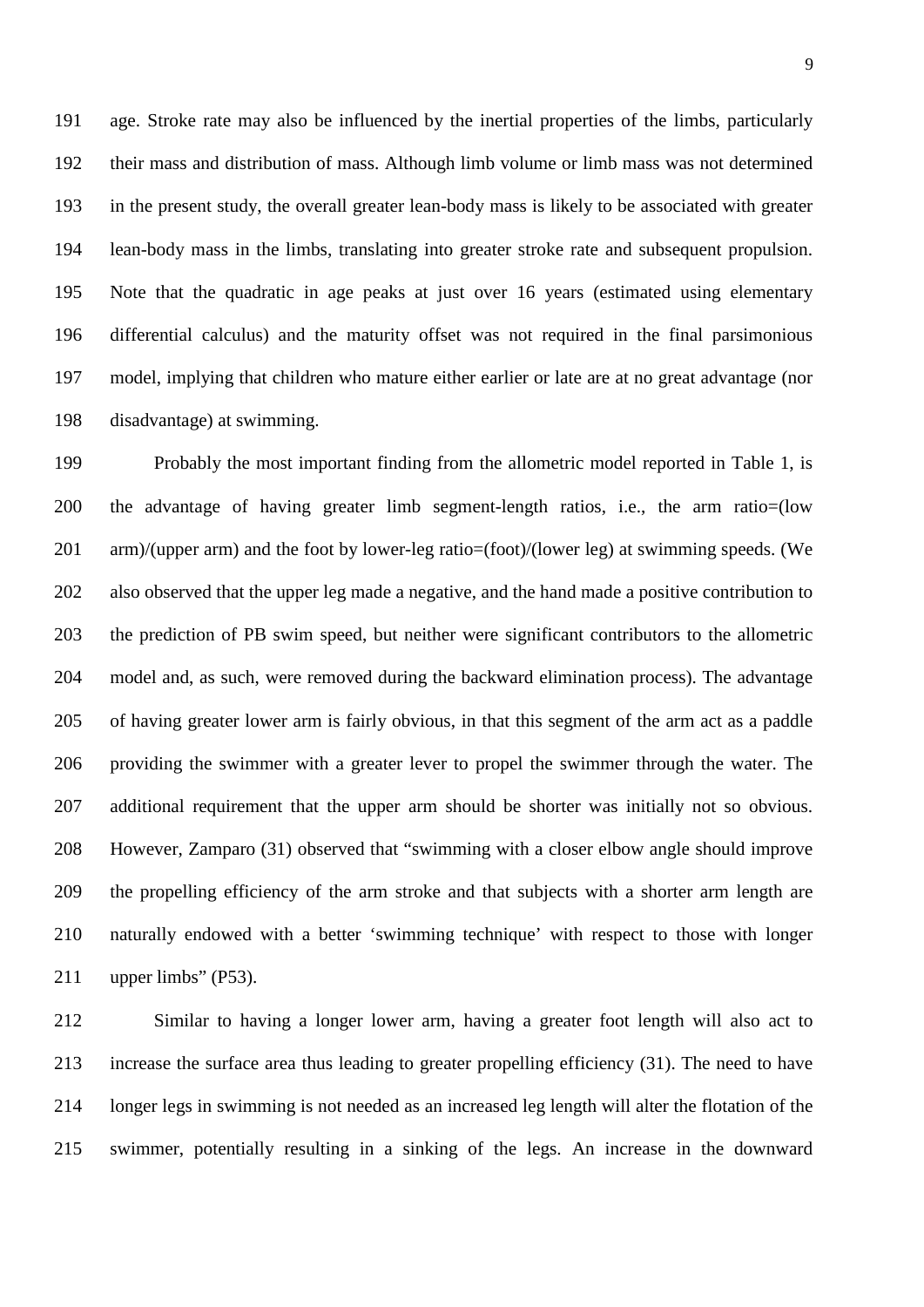age. Stroke rate may also be influenced by the inertial properties of the limbs, particularly their mass and distribution of mass. Although limb volume or limb mass was not determined in the present study, the overall greater lean-body mass is likely to be associated with greater lean-body mass in the limbs, translating into greater stroke rate and subsequent propulsion. Note that the quadratic in age peaks at just over 16 years (estimated using elementary differential calculus) and the maturity offset was not required in the final parsimonious model, implying that children who mature either earlier or late are at no great advantage (nor disadvantage) at swimming.

Probably the most important finding from the allometric model reported in Table 1, is the advantage of having greater limb segment-length ratios, i.e., the arm ratio=(low arm)/(upper arm) and the foot by lower-leg ratio=(foot)/(lower leg) at swimming speeds. (We also observed that the upper leg made a negative, and the hand made a positive contribution to the prediction of PB swim speed, but neither were significant contributors to the allometric model and, as such, were removed during the backward elimination process). The advantage of having greater lower arm is fairly obvious, in that this segment of the arm act as a paddle providing the swimmer with a greater lever to propel the swimmer through the water. The additional requirement that the upper arm should be shorter was initially not so obvious. However, Zamparo (31) observed that "swimming with a closer elbow angle should improve the propelling efficiency of the arm stroke and that subjects with a shorter arm length are naturally endowed with a better 'swimming technique' with respect to those with longer upper limbs" (P53).

Similar to having a longer lower arm, having a greater foot length will also act to increase the surface area thus leading to greater propelling efficiency (31). The need to have longer legs in swimming is not needed as an increased leg length will alter the flotation of the swimmer, potentially resulting in a sinking of the legs. An increase in the downward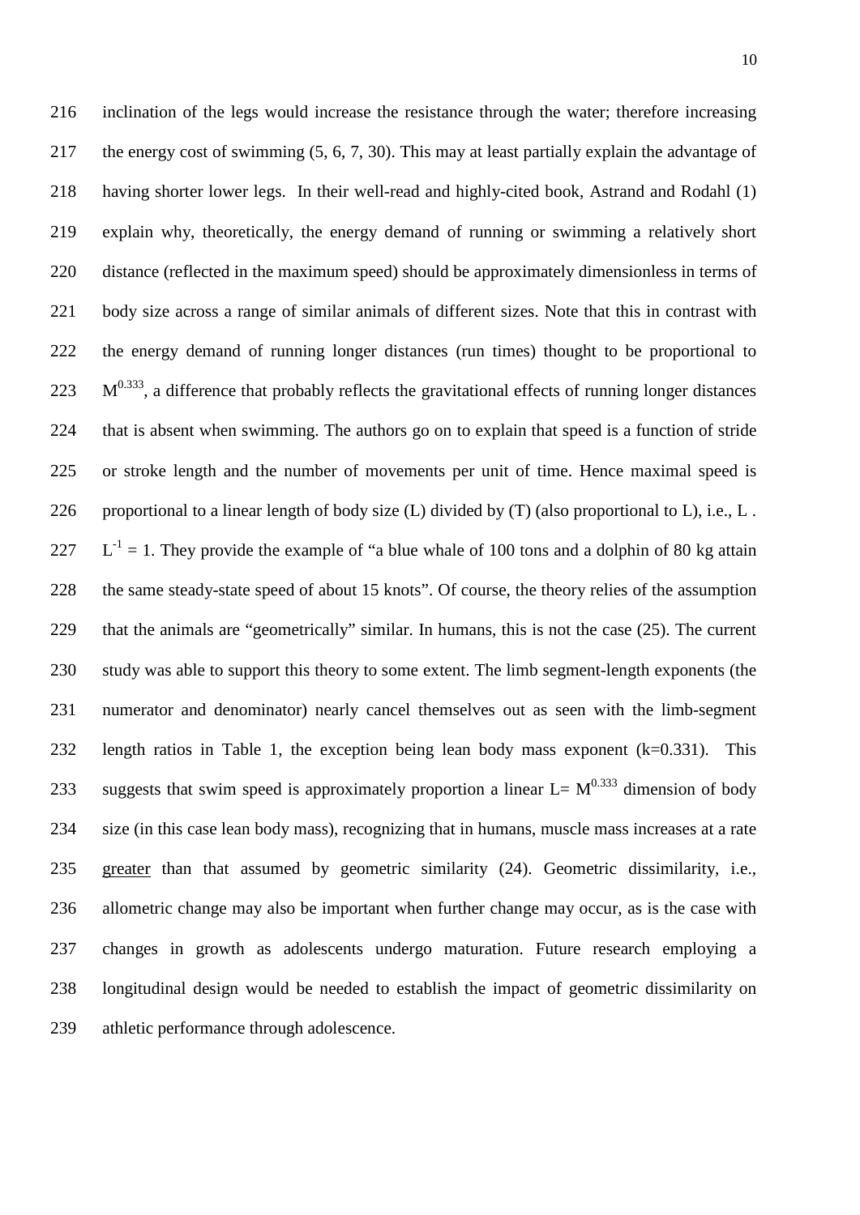inclination of the legs would increase the resistance through the water; therefore increasing the energy cost of swimming (5, 6, 7, 30). This may at least partially explain the advantage of having shorter lower legs. In their well-read and highly-cited book, Astrand and Rodahl (1) explain why, theoretically, the energy demand of running or swimming a relatively short distance (reflected in the maximum speed) should be approximately dimensionless in terms of body size across a range of similar animals of different sizes. Note that this in contrast with the energy demand of running longer distances (run times) thought to be proportional to $M^{0.333}$, a difference that probably reflects the gravitational effects of running longer distances that is absent when swimming. The authors go on to explain that speed is a function of stride or stroke length and the number of movements per unit of time. Hence maximal speed is proportional to a linear length of body size (L) divided by (T) (also proportional to L), i.e., $L \cdot L^{-1} = 1$. They provide the example of "a blue whale of 100 tons and a dolphin of 80 kg attain the same steady-state speed of about 15 knots". Of course, the theory relies of the assumption that the animals are "geometrically" similar. In humans, this is not the case (25). The current study was able to support this theory to some extent. The limb segment-length exponents (the numerator and denominator) nearly cancel themselves out as seen with the limb-segment length ratios in Table 1, the exception being lean body mass exponent (k=0.331). This suggests that swim speed is approximately proportion a linear $L= M^{0.333}$ dimension of body size (in this case lean body mass), recognizing that in humans, muscle mass increases at a rate greater than that assumed by geometric similarity (24). Geometric dissimilarity, i.e., allometric change may also be important when further change may occur, as is the case with changes in growth as adolescents undergo maturation. Future research employing a longitudinal design would be needed to establish the impact of geometric dissimilarity on athletic performance through adolescence.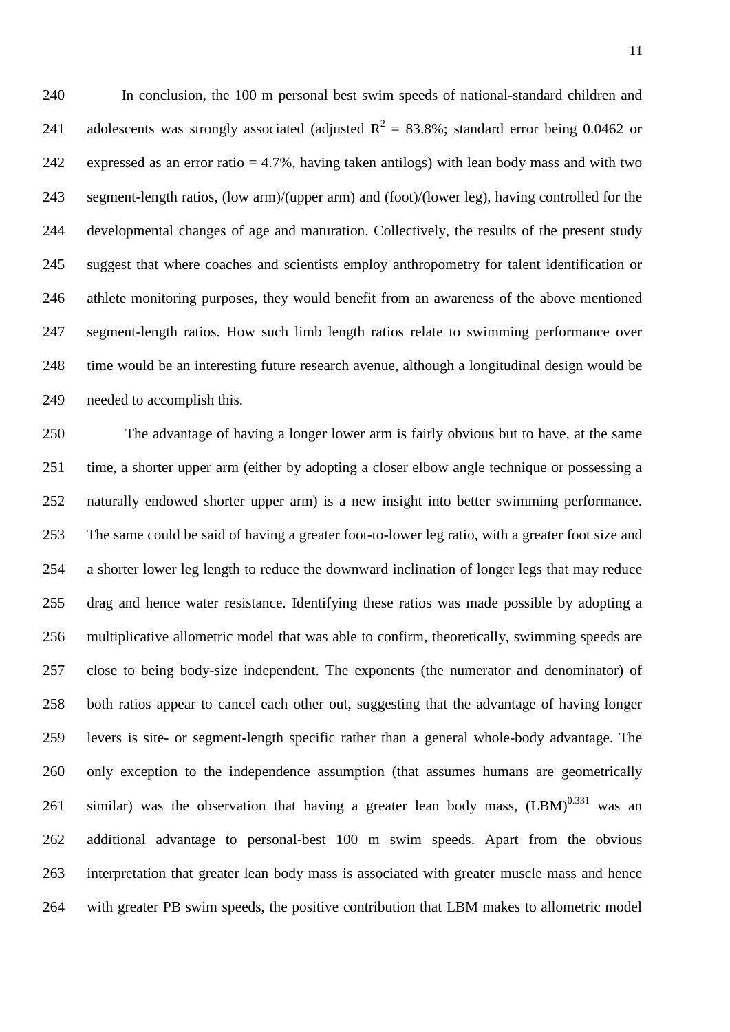In conclusion, the 100 m personal best swim speeds of national-standard children and adolescents was strongly associated (adjusted $R^2$ = 83.8%; standard error being 0.0462 or expressed as an error ratio = 4.7%, having taken antilogs) with lean body mass and with two segment-length ratios, (low arm)/(upper arm) and (foot)/(lower leg), having controlled for the developmental changes of age and maturation. Collectively, the results of the present study suggest that where coaches and scientists employ anthropometry for talent identification or athlete monitoring purposes, they would benefit from an awareness of the above mentioned segment-length ratios. How such limb length ratios relate to swimming performance over time would be an interesting future research avenue, although a longitudinal design would be needed to accomplish this.

The advantage of having a longer lower arm is fairly obvious but to have, at the same time, a shorter upper arm (either by adopting a closer elbow angle technique or possessing a naturally endowed shorter upper arm) is a new insight into better swimming performance. The same could be said of having a greater foot-to-lower leg ratio, with a greater foot size and a shorter lower leg length to reduce the downward inclination of longer legs that may reduce drag and hence water resistance. Identifying these ratios was made possible by adopting a multiplicative allometric model that was able to confirm, theoretically, swimming speeds are close to being body-size independent. The exponents (the numerator and denominator) of both ratios appear to cancel each other out, suggesting that the advantage of having longer levers is site- or segment-length specific rather than a general whole-body advantage. The only exception to the independence assumption (that assumes humans are geometrically similar) was the observation that having a greater lean body mass, $(LBM)^{0.331}$ was an additional advantage to personal-best 100 m swim speeds. Apart from the obvious interpretation that greater lean body mass is associated with greater muscle mass and hence with greater PB swim speeds, the positive contribution that LBM makes to allometric model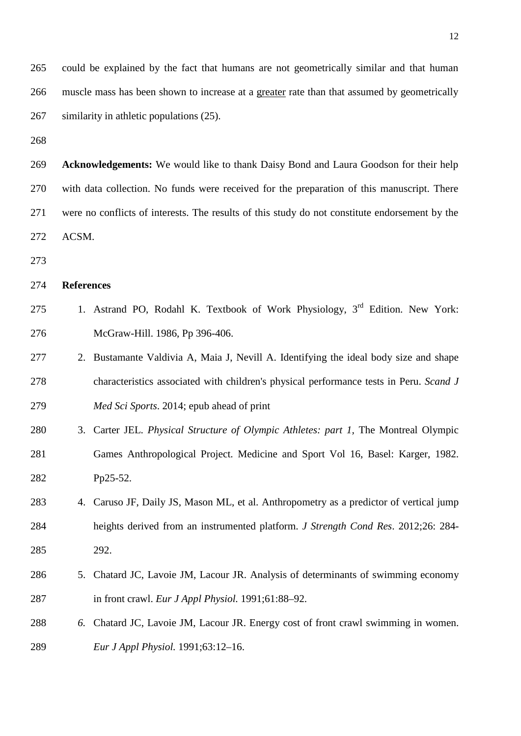could be explained by the fact that humans are not geometrically similar and that human muscle mass has been shown to increase at a greater rate than that assumed by geometrically similarity in athletic populations (25).

**Acknowledgements:** We would like to thank Daisy Bond and Laura Goodson for their help with data collection. No funds were received for the preparation of this manuscript. There were no conflicts of interests. The results of this study do not constitute endorsement by the ACSM.

**References**

1. Astrand PO, Rodahl K. Textbook of Work Physiology, 3rd Edition. New York: McGraw-Hill. 1986, Pp 396-406.
2. Bustamante Valdivia A, Maia J, Nevill A. Identifying the ideal body size and shape characteristics associated with children's physical performance tests in Peru. *Scand J Med Sci Sports*. 2014; epub ahead of print
3. Carter JEL. *Physical Structure of Olympic Athletes: part 1,* The Montreal Olympic Games Anthropological Project. Medicine and Sport Vol 16, Basel: Karger, 1982. Pp25-52.
4. Caruso JF, Daily JS, Mason ML, et al. Anthropometry as a predictor of vertical jump heights derived from an instrumented platform. *J Strength Cond Res*. 2012;26: 284-292.
5. Chatard JC, Lavoie JM, Lacour JR. Analysis of determinants of swimming economy in front crawl. *Eur J Appl Physiol.* 1991;61:88–92.
6. Chatard JC, Lavoie JM, Lacour JR. Energy cost of front crawl swimming in women. *Eur J Appl Physiol.* 1991;63:12–16.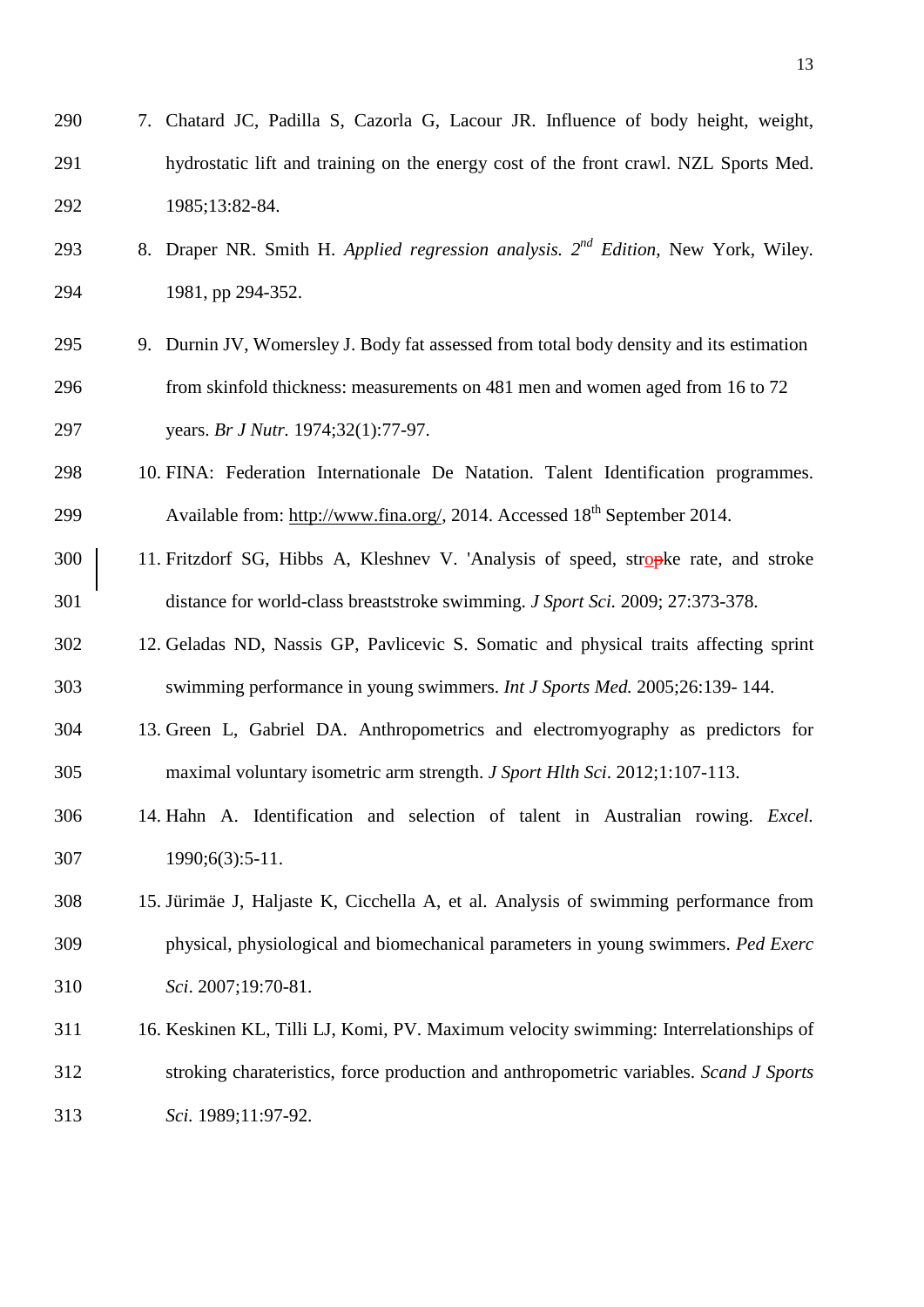7. Chatard JC, Padilla S, Cazorla G, Lacour JR. Influence of body height, weight, hydrostatic lift and training on the energy cost of the front crawl. NZL Sports Med. 1985;13:82-84.
8. Draper NR. Smith H. *Applied regression analysis. 2nd Edition*, New York, Wiley. 1981, pp 294-352.
9. Durnin JV, Womersley J. Body fat assessed from total body density and its estimation from skinfold thickness: measurements on 481 men and women aged from 16 to 72 years. *Br J Nutr.* 1974;32(1):77-97.
10. FINA: Federation Internationale De Natation. Talent Identification programmes. Available from: http://www.fina.org/, 2014. Accessed 18th September 2014.
11. Fritzdorf SG, Hibbs A, Kleshnev V. 'Analysis of speed, stroke rate, and stroke distance for world-class breaststroke swimming. *J Sport Sci.* 2009; 27:373-378.
12. Geladas ND, Nassis GP, Pavlicevic S. Somatic and physical traits affecting sprint swimming performance in young swimmers. *Int J Sports Med.* 2005;26:139- 144.
13. Green L, Gabriel DA. Anthropometrics and electromyography as predictors for maximal voluntary isometric arm strength. *J Sport Hlth Sci*. 2012;1:107-113.
14. Hahn A. Identification and selection of talent in Australian rowing. *Excel.* 1990;6(3):5-11.
15. Jürimäe J, Haljaste K, Cicchella A, et al. Analysis of swimming performance from physical, physiological and biomechanical parameters in young swimmers. *Ped Exerc Sci*. 2007;19:70-81.
16. Keskinen KL, Tilli LJ, Komi, PV. Maximum velocity swimming: Interrelationships of stroking charateristics, force production and anthropometric variables. *Scand J Sports Sci.* 1989;11:97-92.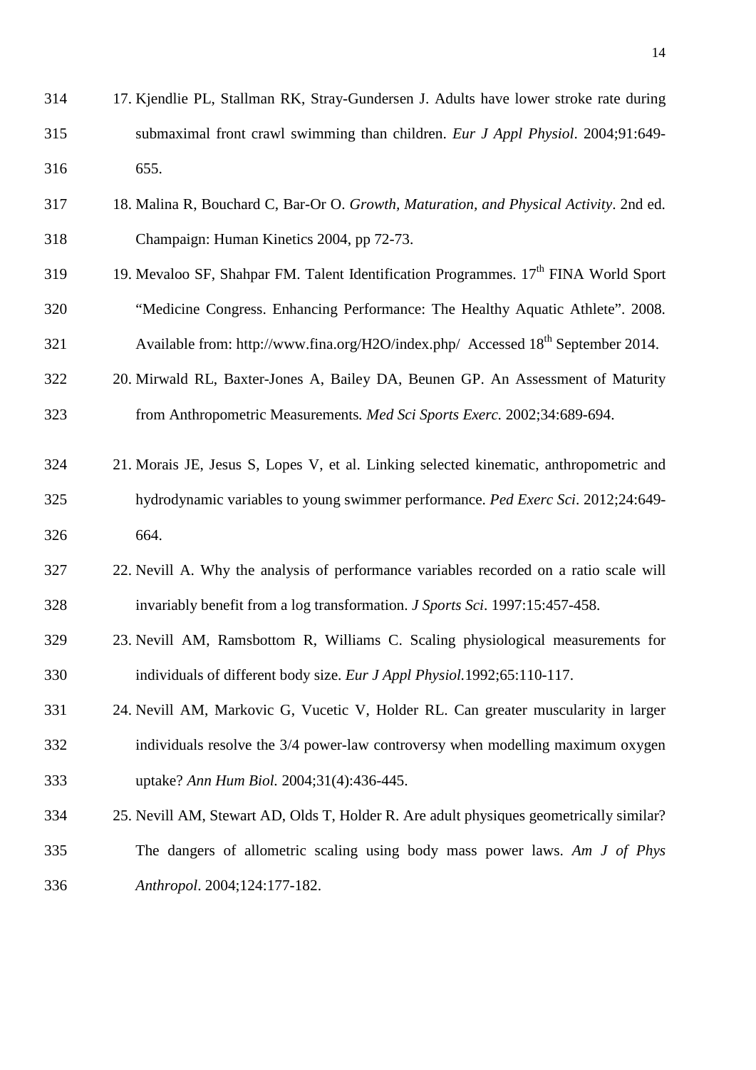17. Kjendlie PL, Stallman RK, Stray-Gundersen J. Adults have lower stroke rate during submaximal front crawl swimming than children. *Eur J Appl Physiol*. 2004;91:649-655.
18. Malina R, Bouchard C, Bar-Or O. *Growth, Maturation, and Physical Activity*. 2nd ed. Champaign: Human Kinetics 2004, pp 72-73.
19. Mevaloo SF, Shahpar FM. Talent Identification Programmes. 17th FINA World Sport "Medicine Congress. Enhancing Performance: The Healthy Aquatic Athlete". 2008. Available from: http://www.fina.org/H2O/index.php/ Accessed 18th September 2014.
20. Mirwald RL, Baxter-Jones A, Bailey DA, Beunen GP. An Assessment of Maturity from Anthropometric Measurements*. Med Sci Sports Exerc*. 2002;34:689-694.
21. Morais JE, Jesus S, Lopes V, et al. Linking selected kinematic, anthropometric and hydrodynamic variables to young swimmer performance. *Ped Exerc Sci*. 2012;24:649-664.
22. Nevill A. Why the analysis of performance variables recorded on a ratio scale will invariably benefit from a log transformation. *J Sports Sci*. 1997:15:457-458.
23. Nevill AM, Ramsbottom R, Williams C. Scaling physiological measurements for individuals of different body size. *Eur J Appl Physiol.*1992;65:110-117.
24. Nevill AM, Markovic G, Vucetic V, Holder RL. Can greater muscularity in larger individuals resolve the 3/4 power-law controversy when modelling maximum oxygen uptake? *Ann Hum Biol.* 2004;31(4):436-445.
25. Nevill AM, Stewart AD, Olds T, Holder R. Are adult physiques geometrically similar? The dangers of allometric scaling using body mass power laws. *Am J of Phys Anthropol*. 2004;124:177-182.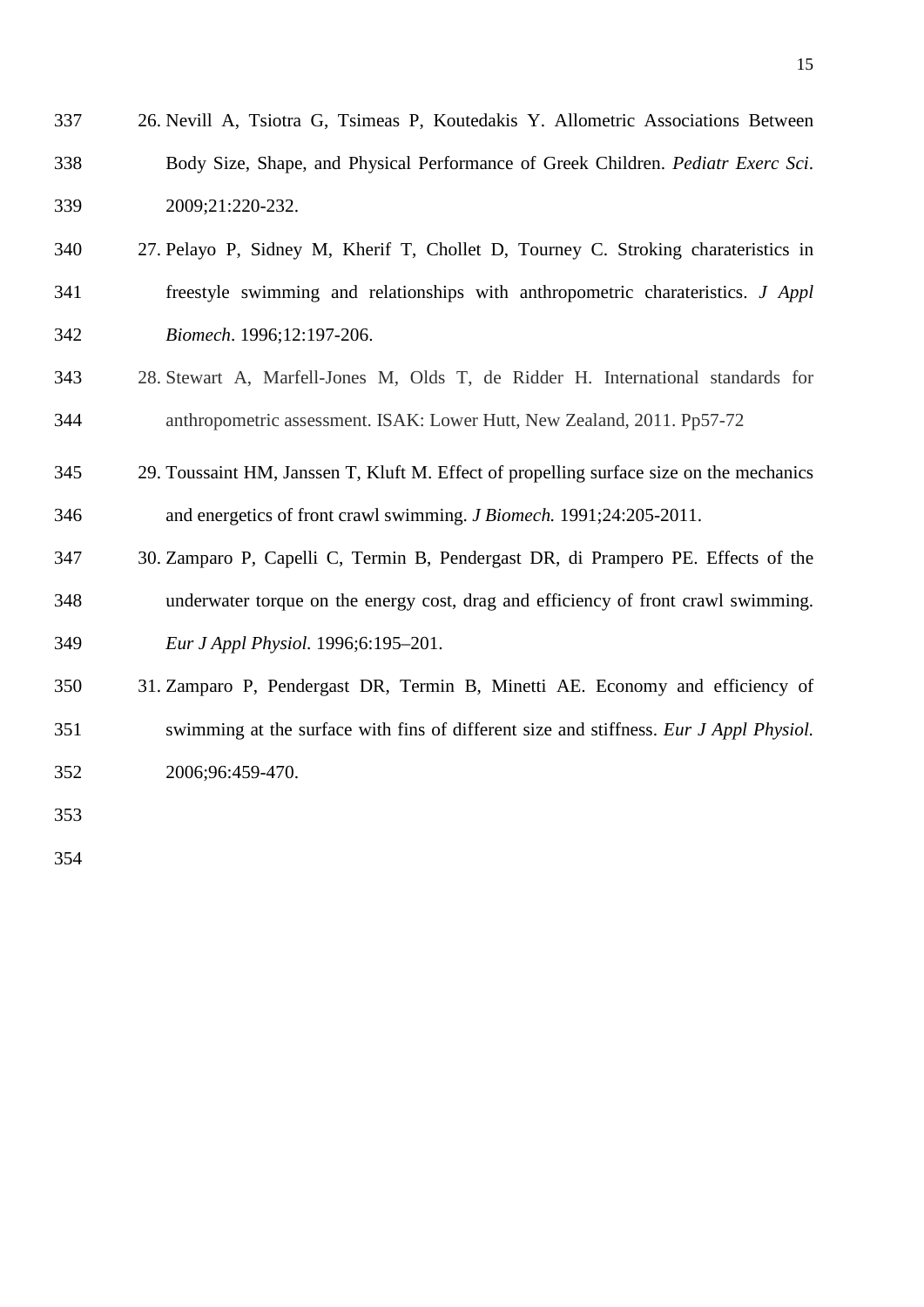26. Nevill A, Tsiotra G, Tsimeas P, Koutedakis Y. Allometric Associations Between Body Size, Shape, and Physical Performance of Greek Children. *Pediatr Exerc Sci*. 2009;21:220-232.
27. Pelayo P, Sidney M, Kherif T, Chollet D, Tourney C. Stroking charateristics in freestyle swimming and relationships with anthropometric charateristics. *J Appl Biomech*. 1996;12:197-206.
28. Stewart A, Marfell-Jones M, Olds T, de Ridder H. International standards for anthropometric assessment. ISAK: Lower Hutt, New Zealand, 2011. Pp57-72
29. Toussaint HM, Janssen T, Kluft M. Effect of propelling surface size on the mechanics and energetics of front crawl swimming. *J Biomech.* 1991;24:205-2011.
30. Zamparo P, Capelli C, Termin B, Pendergast DR, di Prampero PE. Effects of the underwater torque on the energy cost, drag and efficiency of front crawl swimming. *Eur J Appl Physiol.* 1996;6:195–201.
31. Zamparo P, Pendergast DR, Termin B, Minetti AE. Economy and efficiency of swimming at the surface with fins of different size and stiffness. *Eur J Appl Physiol.* 2006;96:459-470.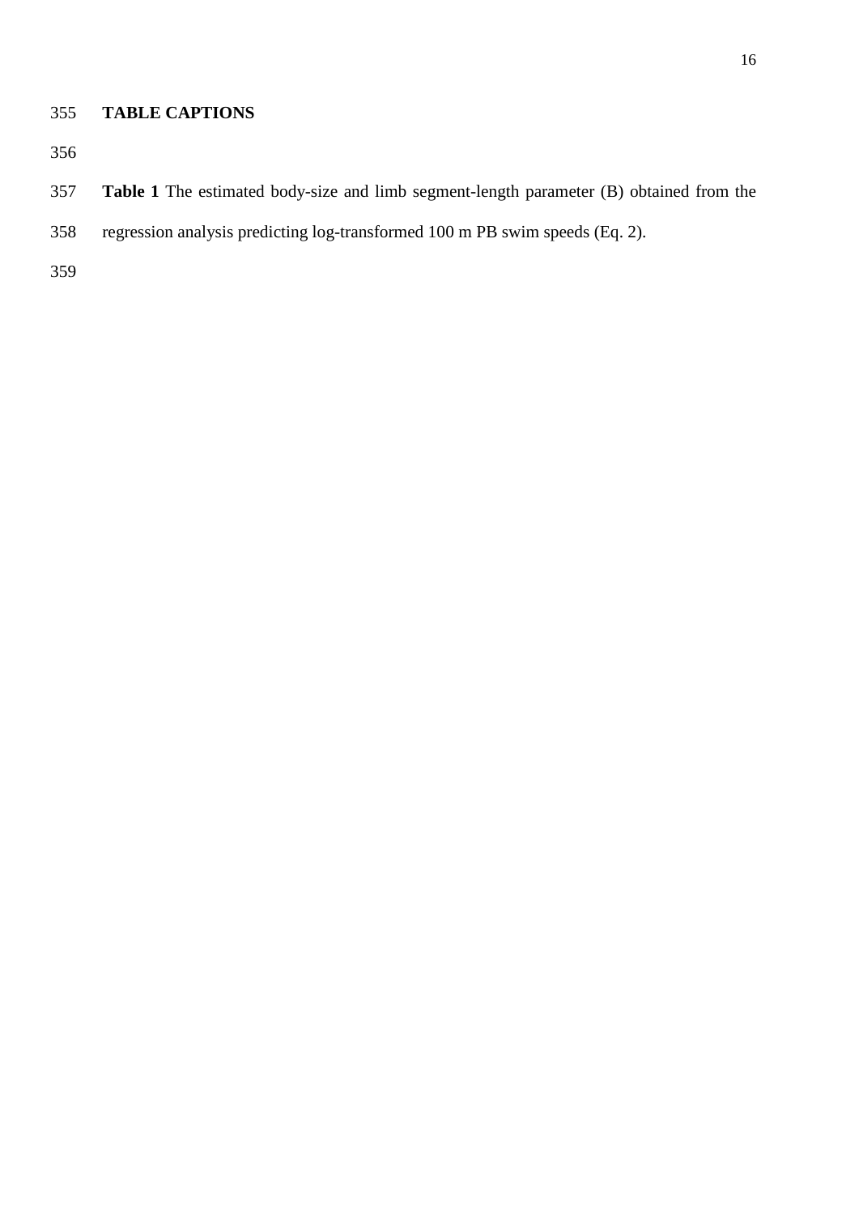## TABLE CAPTIONS

**Table 1** The estimated body-size and limb segment-length parameter (B) obtained from the regression analysis predicting log-transformed 100 m PB swim speeds (Eq. 2).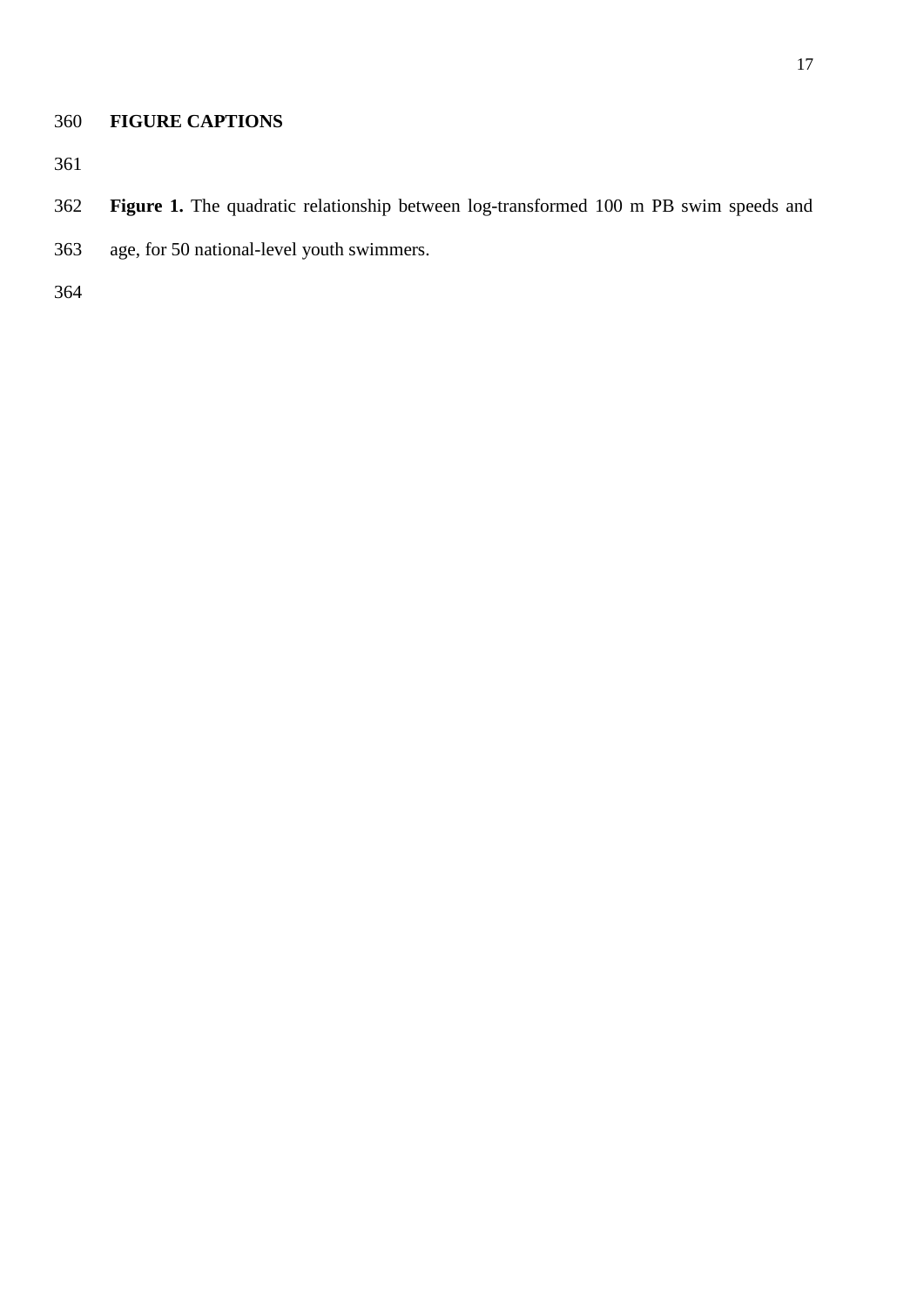## FIGURE CAPTIONS

**Figure 1.** The quadratic relationship between log-transformed 100 m PB swim speeds and age, for 50 national-level youth swimmers.